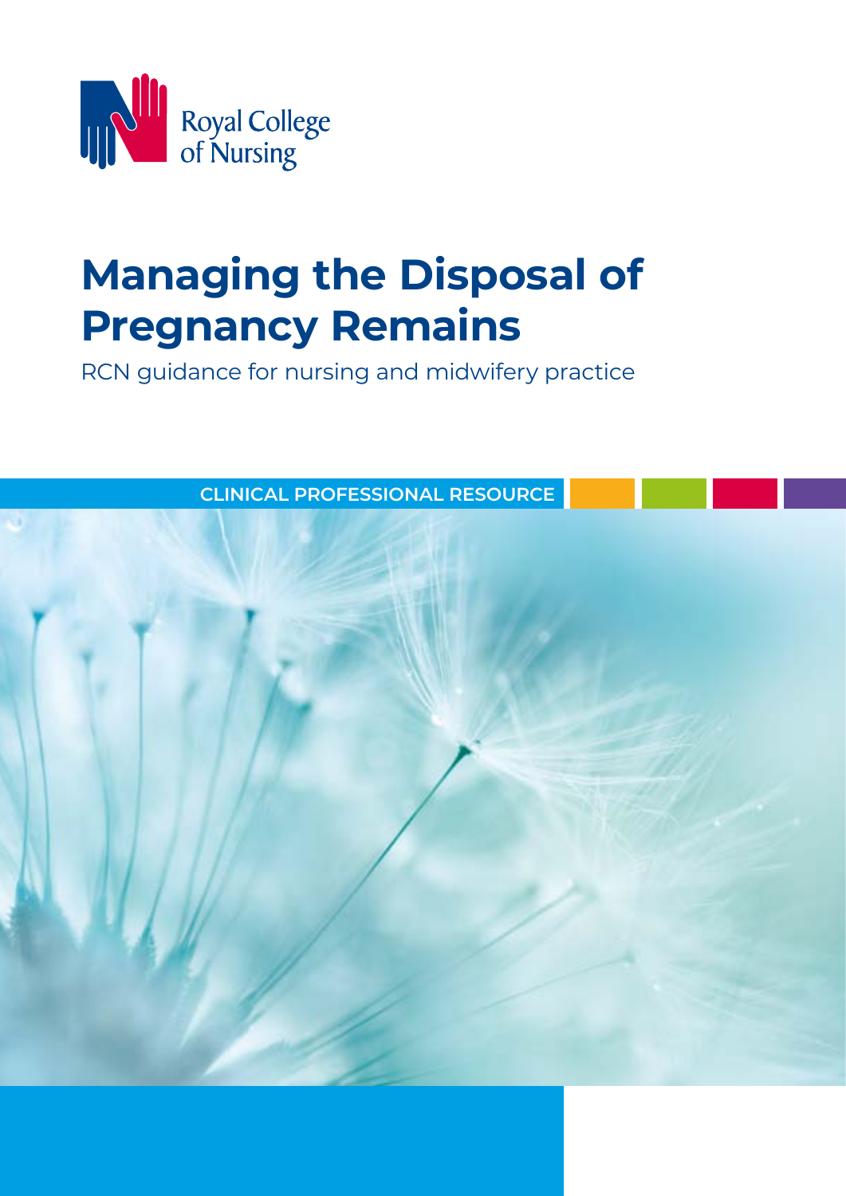Royal College of Nursing

# Managing the Disposal of Pregnancy Remains

RCN guidance for nursing and midwifery practice

CLINICAL PROFESSIONAL RESOURCE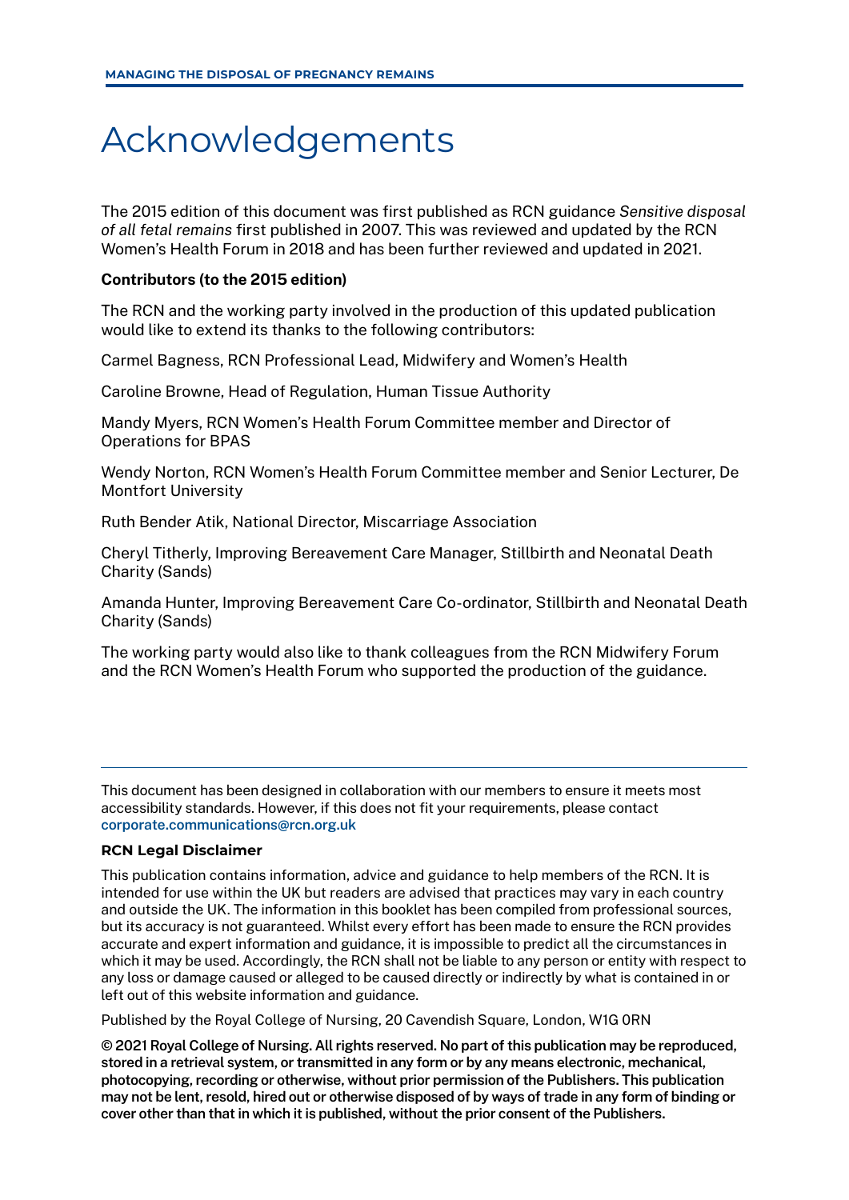# Acknowledgements

The 2015 edition of this document was first published as RCN guidance *Sensitive disposal of all fetal remains* first published in 2007. This was reviewed and updated by the RCN Women's Health Forum in 2018 and has been further reviewed and updated in 2021.

**Contributors (to the 2015 edition)**

The RCN and the working party involved in the production of this updated publication would like to extend its thanks to the following contributors:

Carmel Bagness, RCN Professional Lead, Midwifery and Women's Health

Caroline Browne, Head of Regulation, Human Tissue Authority

Mandy Myers, RCN Women's Health Forum Committee member and Director of Operations for BPAS

Wendy Norton, RCN Women's Health Forum Committee member and Senior Lecturer, De Montfort University

Ruth Bender Atik, National Director, Miscarriage Association

Cheryl Titherly, Improving Bereavement Care Manager, Stillbirth and Neonatal Death Charity (Sands)

Amanda Hunter, Improving Bereavement Care Co-ordinator, Stillbirth and Neonatal Death Charity (Sands)

The working party would also like to thank colleagues from the RCN Midwifery Forum and the RCN Women's Health Forum who supported the production of the guidance.

---

This document has been designed in collaboration with our members to ensure it meets most accessibility standards. However, if this does not fit your requirements, please contact **corporate.communications@rcn.org.uk**

**RCN Legal Disclaimer**

This publication contains information, advice and guidance to help members of the RCN. It is intended for use within the UK but readers are advised that practices may vary in each country and outside the UK. The information in this booklet has been compiled from professional sources, but its accuracy is not guaranteed. Whilst every effort has been made to ensure the RCN provides accurate and expert information and guidance, it is impossible to predict all the circumstances in which it may be used. Accordingly, the RCN shall not be liable to any person or entity with respect to any loss or damage caused or alleged to be caused directly or indirectly by what is contained in or left out of this website information and guidance.

Published by the Royal College of Nursing, 20 Cavendish Square, London, W1G 0RN

**© 2021 Royal College of Nursing. All rights reserved. No part of this publication may be reproduced, stored in a retrieval system, or transmitted in any form or by any means electronic, mechanical, photocopying, recording or otherwise, without prior permission of the Publishers. This publication may not be lent, resold, hired out or otherwise disposed of by ways of trade in any form of binding or cover other than that in which it is published, without the prior consent of the Publishers.**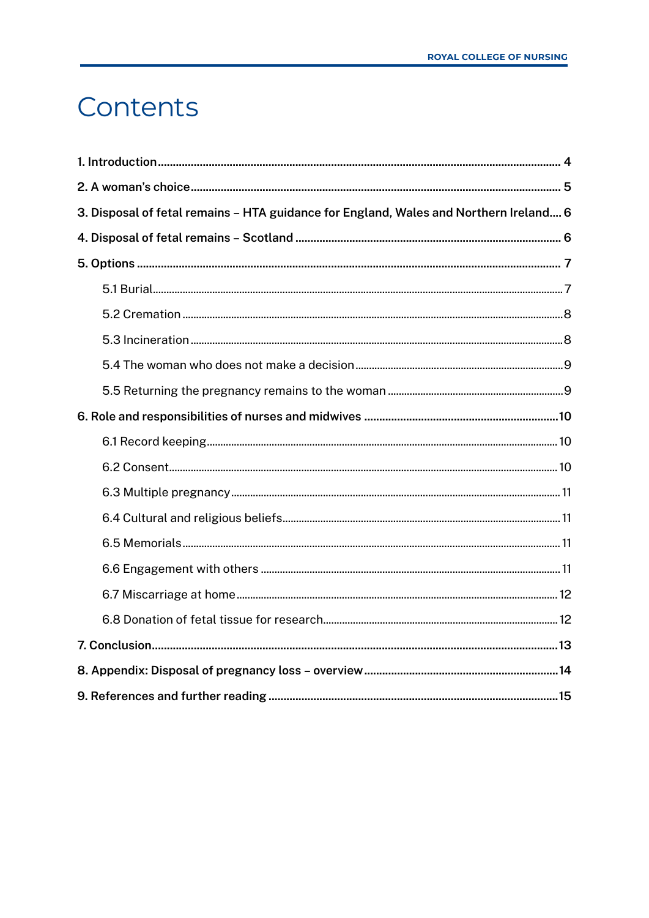# Contents

**1. Introduction** .................................................. **4**

**2. A woman's choice** .................................................. **5**

**3. Disposal of fetal remains – HTA guidance for England, Wales and Northern Ireland** .... **6**

**4. Disposal of fetal remains – Scotland** .................................................. **6**

**5. Options** .................................................. **7**

- 5.1 Burial .................................................. 7
- 5.2 Cremation .................................................. 8
- 5.3 Incineration .................................................. 8
- 5.4 The woman who does not make a decision .................................................. 9
- 5.5 Returning the pregnancy remains to the woman .................................................. 9

**6. Role and responsibilities of nurses and midwives** .................................................. **10**

- 6.1 Record keeping .................................................. 10
- 6.2 Consent .................................................. 10
- 6.3 Multiple pregnancy .................................................. 11
- 6.4 Cultural and religious beliefs .................................................. 11
- 6.5 Memorials .................................................. 11
- 6.6 Engagement with others .................................................. 11
- 6.7 Miscarriage at home .................................................. 12
- 6.8 Donation of fetal tissue for research .................................................. 12

**7. Conclusion** .................................................. **13**

**8. Appendix: Disposal of pregnancy loss – overview** .................................................. **14**

**9. References and further reading** .................................................. **15**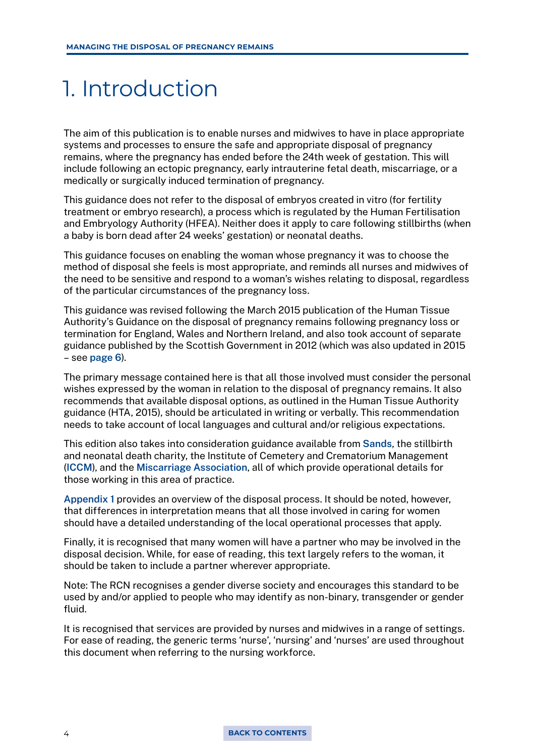# 1. Introduction

The aim of this publication is to enable nurses and midwives to have in place appropriate systems and processes to ensure the safe and appropriate disposal of pregnancy remains, where the pregnancy has ended before the 24th week of gestation. This will include following an ectopic pregnancy, early intrauterine fetal death, miscarriage, or a medically or surgically induced termination of pregnancy.

This guidance does not refer to the disposal of embryos created in vitro (for fertility treatment or embryo research), a process which is regulated by the Human Fertilisation and Embryology Authority (HFEA). Neither does it apply to care following stillbirths (when a baby is born dead after 24 weeks' gestation) or neonatal deaths.

This guidance focuses on enabling the woman whose pregnancy it was to choose the method of disposal she feels is most appropriate, and reminds all nurses and midwives of the need to be sensitive and respond to a woman's wishes relating to disposal, regardless of the particular circumstances of the pregnancy loss.

This guidance was revised following the March 2015 publication of the Human Tissue Authority's Guidance on the disposal of pregnancy remains following pregnancy loss or termination for England, Wales and Northern Ireland, and also took account of separate guidance published by the Scottish Government in 2012 (which was also updated in 2015 – see page 6).

The primary message contained here is that all those involved must consider the personal wishes expressed by the woman in relation to the disposal of pregnancy remains. It also recommends that available disposal options, as outlined in the Human Tissue Authority guidance (HTA, 2015), should be articulated in writing or verbally. This recommendation needs to take account of local languages and cultural and/or religious expectations.

This edition also takes into consideration guidance available from Sands, the stillbirth and neonatal death charity, the Institute of Cemetery and Crematorium Management (ICCM), and the Miscarriage Association, all of which provide operational details for those working in this area of practice.

Appendix 1 provides an overview of the disposal process. It should be noted, however, that differences in interpretation means that all those involved in caring for women should have a detailed understanding of the local operational processes that apply.

Finally, it is recognised that many women will have a partner who may be involved in the disposal decision. While, for ease of reading, this text largely refers to the woman, it should be taken to include a partner wherever appropriate.

Note: The RCN recognises a gender diverse society and encourages this standard to be used by and/or applied to people who may identify as non-binary, transgender or gender fluid.

It is recognised that services are provided by nurses and midwives in a range of settings. For ease of reading, the generic terms 'nurse', 'nursing' and 'nurses' are used throughout this document when referring to the nursing workforce.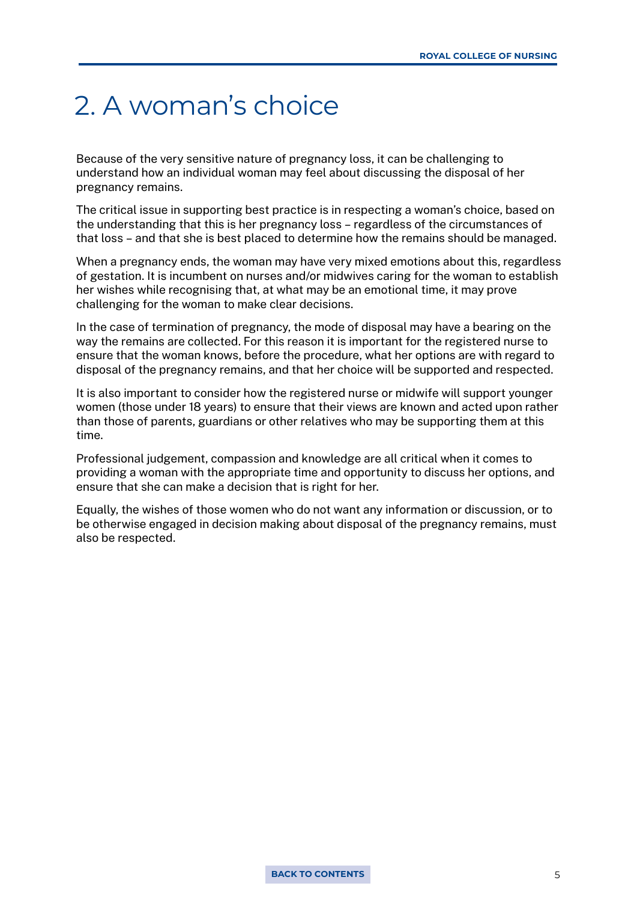# 2. A woman's choice

Because of the very sensitive nature of pregnancy loss, it can be challenging to understand how an individual woman may feel about discussing the disposal of her pregnancy remains.

The critical issue in supporting best practice is in respecting a woman's choice, based on the understanding that this is her pregnancy loss – regardless of the circumstances of that loss – and that she is best placed to determine how the remains should be managed.

When a pregnancy ends, the woman may have very mixed emotions about this, regardless of gestation. It is incumbent on nurses and/or midwives caring for the woman to establish her wishes while recognising that, at what may be an emotional time, it may prove challenging for the woman to make clear decisions.

In the case of termination of pregnancy, the mode of disposal may have a bearing on the way the remains are collected. For this reason it is important for the registered nurse to ensure that the woman knows, before the procedure, what her options are with regard to disposal of the pregnancy remains, and that her choice will be supported and respected.

It is also important to consider how the registered nurse or midwife will support younger women (those under 18 years) to ensure that their views are known and acted upon rather than those of parents, guardians or other relatives who may be supporting them at this time.

Professional judgement, compassion and knowledge are all critical when it comes to providing a woman with the appropriate time and opportunity to discuss her options, and ensure that she can make a decision that is right for her.

Equally, the wishes of those women who do not want any information or discussion, or to be otherwise engaged in decision making about disposal of the pregnancy remains, must also be respected.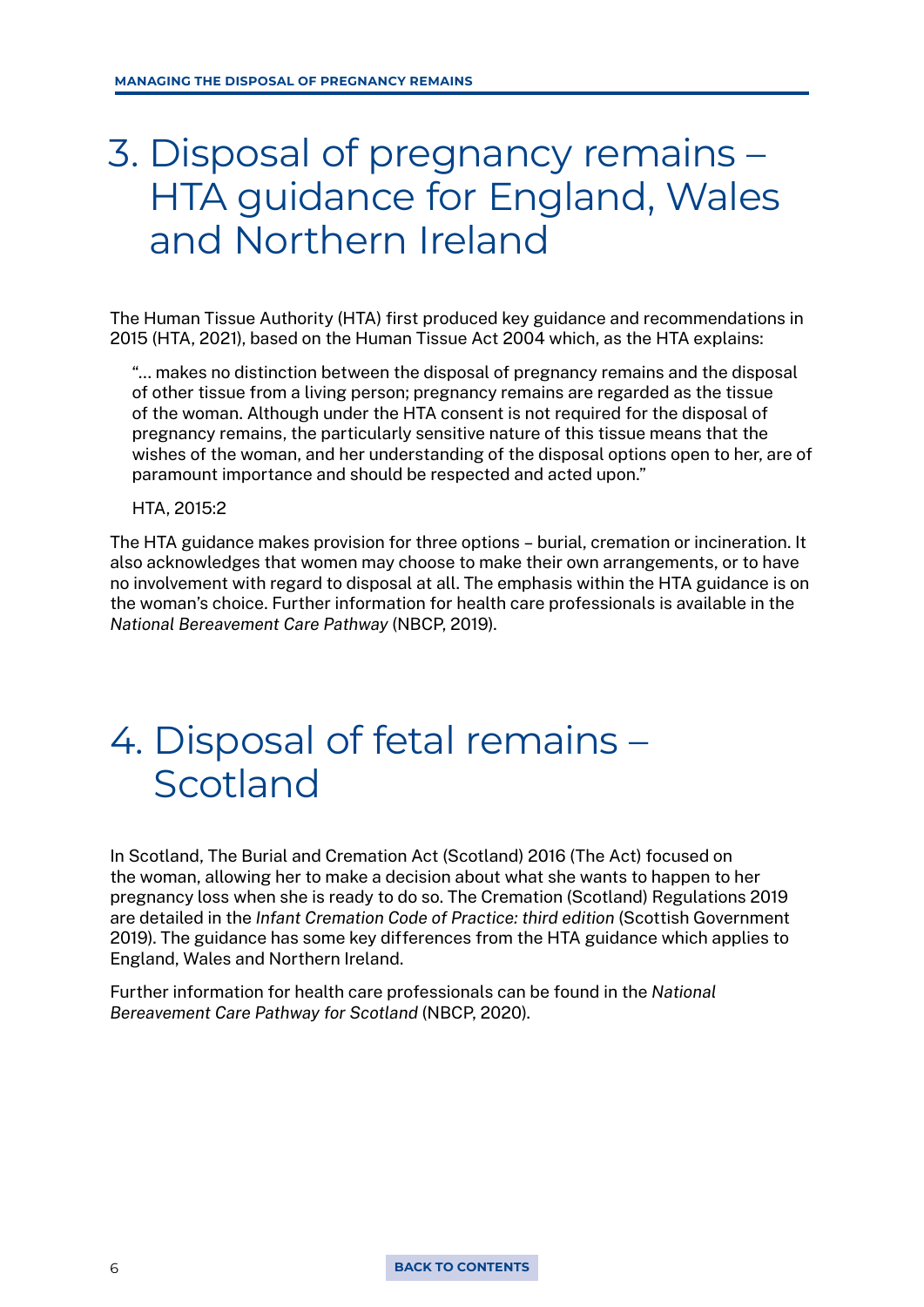# 3. Disposal of pregnancy remains – HTA guidance for England, Wales and Northern Ireland

The Human Tissue Authority (HTA) first produced key guidance and recommendations in 2015 (HTA, 2021), based on the Human Tissue Act 2004 which, as the HTA explains:

> "… makes no distinction between the disposal of pregnancy remains and the disposal of other tissue from a living person; pregnancy remains are regarded as the tissue of the woman. Although under the HTA consent is not required for the disposal of pregnancy remains, the particularly sensitive nature of this tissue means that the wishes of the woman, and her understanding of the disposal options open to her, are of paramount importance and should be respected and acted upon."
>
> HTA, 2015:2

The HTA guidance makes provision for three options – burial, cremation or incineration. It also acknowledges that women may choose to make their own arrangements, or to have no involvement with regard to disposal at all. The emphasis within the HTA guidance is on the woman's choice. Further information for health care professionals is available in the *National Bereavement Care Pathway* (NBCP, 2019).

# 4. Disposal of fetal remains – Scotland

In Scotland, The Burial and Cremation Act (Scotland) 2016 (The Act) focused on the woman, allowing her to make a decision about what she wants to happen to her pregnancy loss when she is ready to do so. The Cremation (Scotland) Regulations 2019 are detailed in the *Infant Cremation Code of Practice: third edition* (Scottish Government 2019). The guidance has some key differences from the HTA guidance which applies to England, Wales and Northern Ireland.

Further information for health care professionals can be found in the *National Bereavement Care Pathway for Scotland* (NBCP, 2020).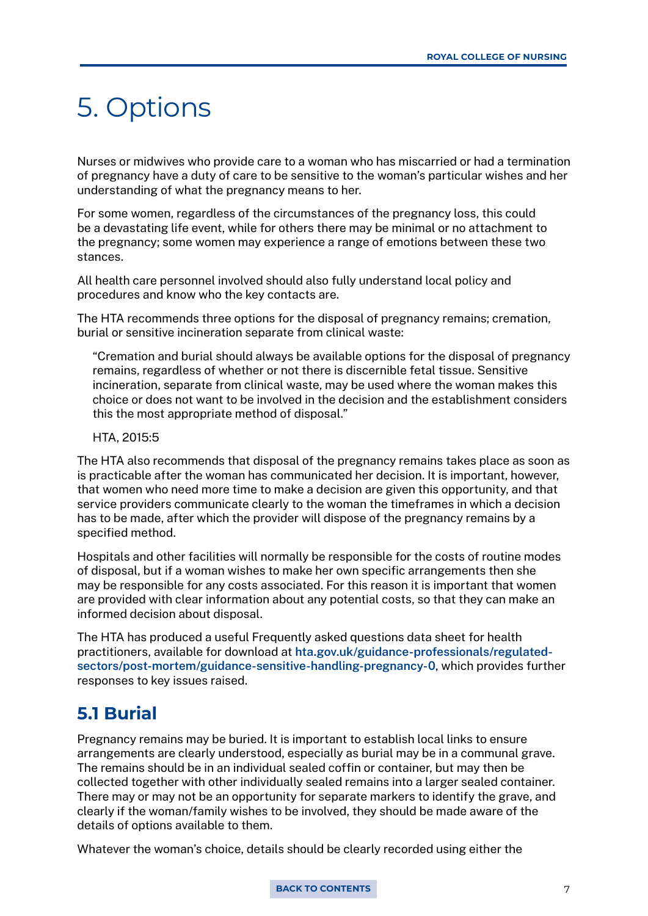# 5. Options

Nurses or midwives who provide care to a woman who has miscarried or had a termination of pregnancy have a duty of care to be sensitive to the woman's particular wishes and her understanding of what the pregnancy means to her.

For some women, regardless of the circumstances of the pregnancy loss, this could be a devastating life event, while for others there may be minimal or no attachment to the pregnancy; some women may experience a range of emotions between these two stances.

All health care personnel involved should also fully understand local policy and procedures and know who the key contacts are.

The HTA recommends three options for the disposal of pregnancy remains; cremation, burial or sensitive incineration separate from clinical waste:

> "Cremation and burial should always be available options for the disposal of pregnancy remains, regardless of whether or not there is discernible fetal tissue. Sensitive incineration, separate from clinical waste, may be used where the woman makes this choice or does not want to be involved in the decision and the establishment considers this the most appropriate method of disposal."
>
> HTA, 2015:5

The HTA also recommends that disposal of the pregnancy remains takes place as soon as is practicable after the woman has communicated her decision. It is important, however, that women who need more time to make a decision are given this opportunity, and that service providers communicate clearly to the woman the timeframes in which a decision has to be made, after which the provider will dispose of the pregnancy remains by a specified method.

Hospitals and other facilities will normally be responsible for the costs of routine modes of disposal, but if a woman wishes to make her own specific arrangements then she may be responsible for any costs associated. For this reason it is important that women are provided with clear information about any potential costs, so that they can make an informed decision about disposal.

The HTA has produced a useful Frequently asked questions data sheet for health practitioners, available for download at **hta.gov.uk/guidance-professionals/regulated-sectors/post-mortem/guidance-sensitive-handling-pregnancy-0**, which provides further responses to key issues raised.

## 5.1 Burial

Pregnancy remains may be buried. It is important to establish local links to ensure arrangements are clearly understood, especially as burial may be in a communal grave. The remains should be in an individual sealed coffin or container, but may then be collected together with other individually sealed remains into a larger sealed container. There may or may not be an opportunity for separate markers to identify the grave, and clearly if the woman/family wishes to be involved, they should be made aware of the details of options available to them.

Whatever the woman's choice, details should be clearly recorded using either the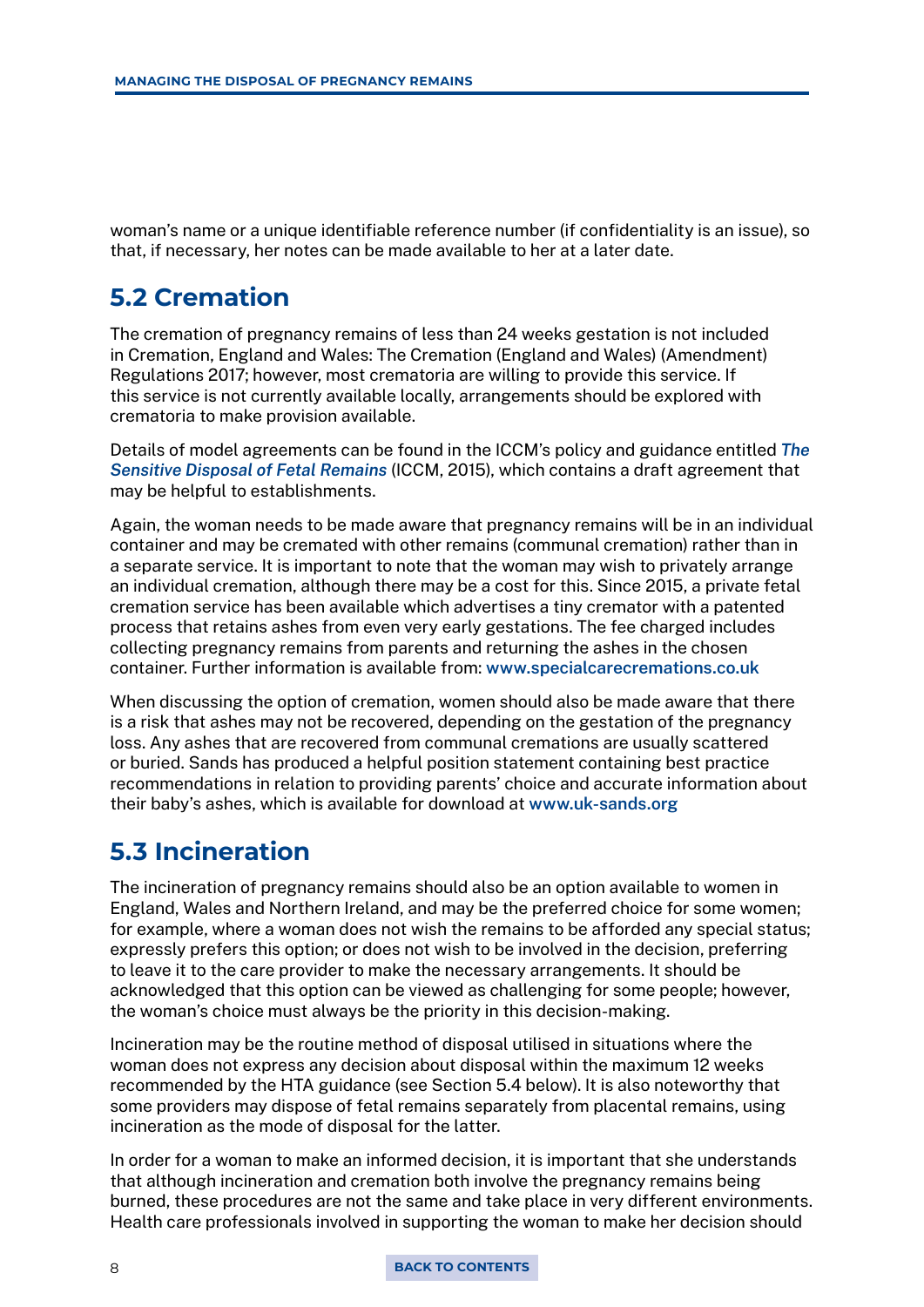woman's name or a unique identifiable reference number (if confidentiality is an issue), so that, if necessary, her notes can be made available to her at a later date.

## 5.2 Cremation

The cremation of pregnancy remains of less than 24 weeks gestation is not included in Cremation, England and Wales: The Cremation (England and Wales) (Amendment) Regulations 2017; however, most crematoria are willing to provide this service. If this service is not currently available locally, arrangements should be explored with crematoria to make provision available.

Details of model agreements can be found in the ICCM's policy and guidance entitled ***The Sensitive Disposal of Fetal Remains*** (ICCM, 2015), which contains a draft agreement that may be helpful to establishments.

Again, the woman needs to be made aware that pregnancy remains will be in an individual container and may be cremated with other remains (communal cremation) rather than in a separate service. It is important to note that the woman may wish to privately arrange an individual cremation, although there may be a cost for this. Since 2015, a private fetal cremation service has been available which advertises a tiny cremator with a patented process that retains ashes from even very early gestations. The fee charged includes collecting pregnancy remains from parents and returning the ashes in the chosen container. Further information is available from: **www.specialcarecremations.co.uk**

When discussing the option of cremation, women should also be made aware that there is a risk that ashes may not be recovered, depending on the gestation of the pregnancy loss. Any ashes that are recovered from communal cremations are usually scattered or buried. Sands has produced a helpful position statement containing best practice recommendations in relation to providing parents' choice and accurate information about their baby's ashes, which is available for download at **www.uk-sands.org**

## 5.3 Incineration

The incineration of pregnancy remains should also be an option available to women in England, Wales and Northern Ireland, and may be the preferred choice for some women; for example, where a woman does not wish the remains to be afforded any special status; expressly prefers this option; or does not wish to be involved in the decision, preferring to leave it to the care provider to make the necessary arrangements. It should be acknowledged that this option can be viewed as challenging for some people; however, the woman's choice must always be the priority in this decision-making.

Incineration may be the routine method of disposal utilised in situations where the woman does not express any decision about disposal within the maximum 12 weeks recommended by the HTA guidance (see Section 5.4 below). It is also noteworthy that some providers may dispose of fetal remains separately from placental remains, using incineration as the mode of disposal for the latter.

In order for a woman to make an informed decision, it is important that she understands that although incineration and cremation both involve the pregnancy remains being burned, these procedures are not the same and take place in very different environments. Health care professionals involved in supporting the woman to make her decision should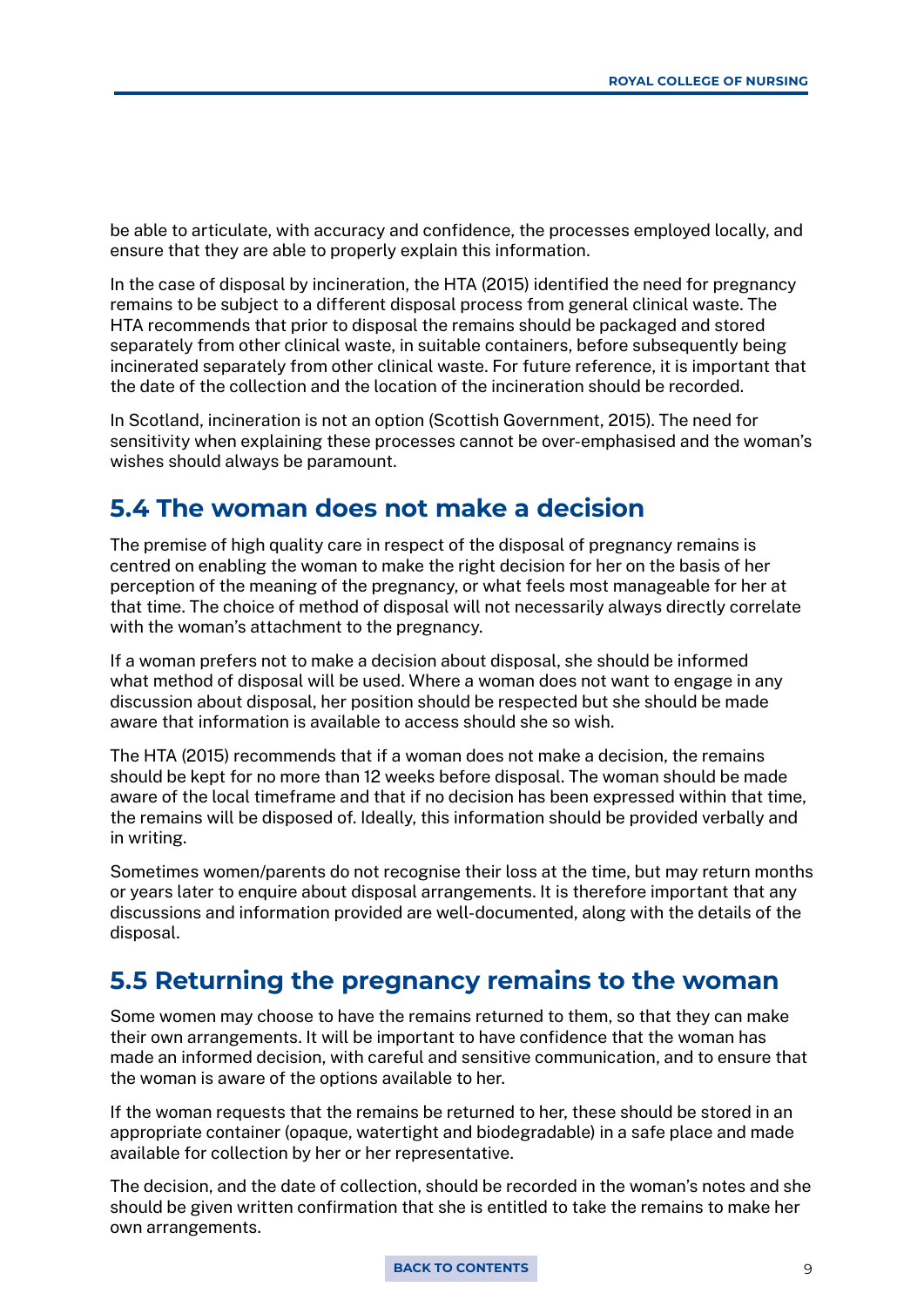be able to articulate, with accuracy and confidence, the processes employed locally, and ensure that they are able to properly explain this information.

In the case of disposal by incineration, the HTA (2015) identified the need for pregnancy remains to be subject to a different disposal process from general clinical waste. The HTA recommends that prior to disposal the remains should be packaged and stored separately from other clinical waste, in suitable containers, before subsequently being incinerated separately from other clinical waste. For future reference, it is important that the date of the collection and the location of the incineration should be recorded.

In Scotland, incineration is not an option (Scottish Government, 2015). The need for sensitivity when explaining these processes cannot be over-emphasised and the woman's wishes should always be paramount.

## 5.4 The woman does not make a decision

The premise of high quality care in respect of the disposal of pregnancy remains is centred on enabling the woman to make the right decision for her on the basis of her perception of the meaning of the pregnancy, or what feels most manageable for her at that time. The choice of method of disposal will not necessarily always directly correlate with the woman's attachment to the pregnancy.

If a woman prefers not to make a decision about disposal, she should be informed what method of disposal will be used. Where a woman does not want to engage in any discussion about disposal, her position should be respected but she should be made aware that information is available to access should she so wish.

The HTA (2015) recommends that if a woman does not make a decision, the remains should be kept for no more than 12 weeks before disposal. The woman should be made aware of the local timeframe and that if no decision has been expressed within that time, the remains will be disposed of. Ideally, this information should be provided verbally and in writing.

Sometimes women/parents do not recognise their loss at the time, but may return months or years later to enquire about disposal arrangements. It is therefore important that any discussions and information provided are well-documented, along with the details of the disposal.

## 5.5 Returning the pregnancy remains to the woman

Some women may choose to have the remains returned to them, so that they can make their own arrangements. It will be important to have confidence that the woman has made an informed decision, with careful and sensitive communication, and to ensure that the woman is aware of the options available to her.

If the woman requests that the remains be returned to her, these should be stored in an appropriate container (opaque, watertight and biodegradable) in a safe place and made available for collection by her or her representative.

The decision, and the date of collection, should be recorded in the woman's notes and she should be given written confirmation that she is entitled to take the remains to make her own arrangements.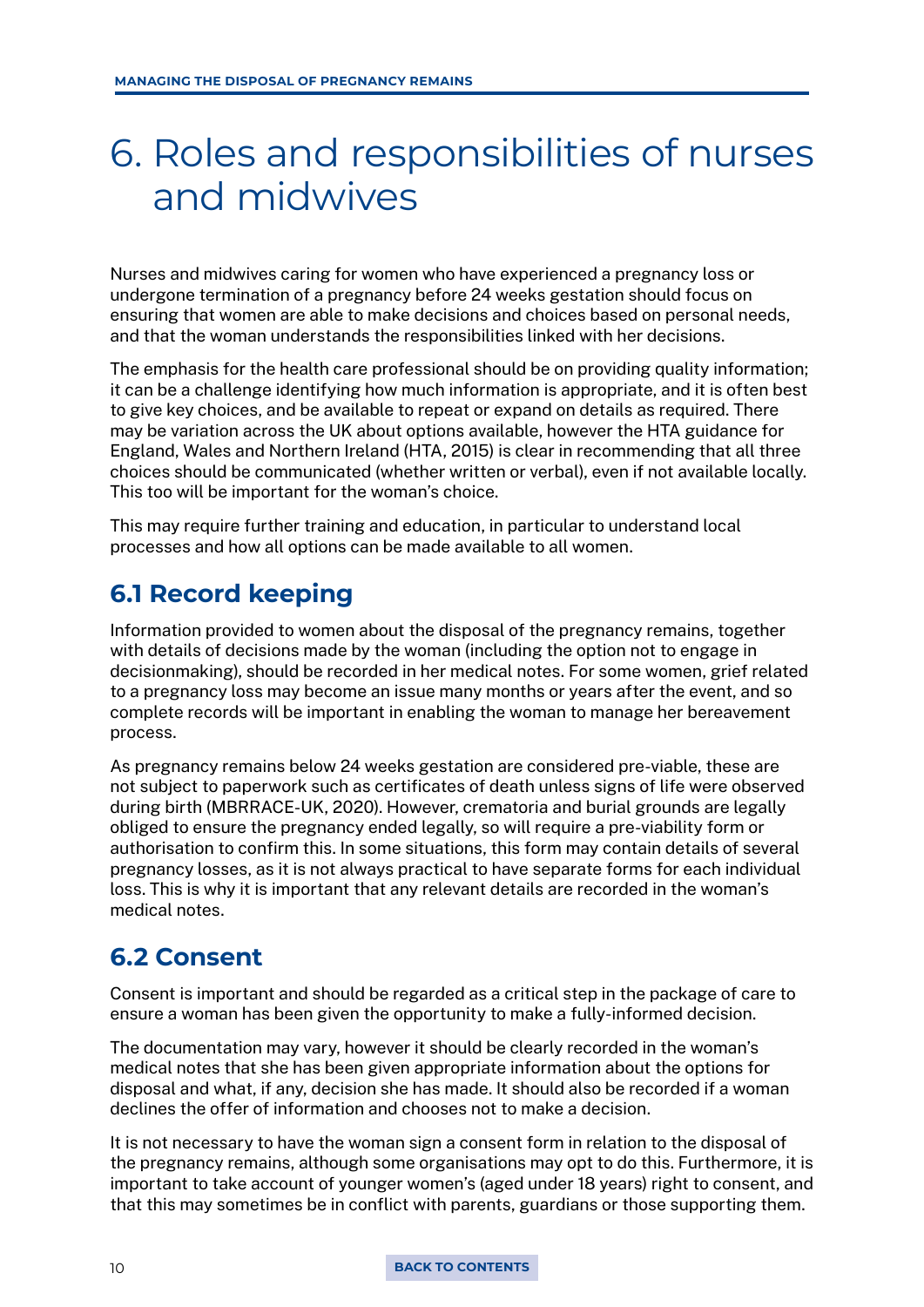# 6. Roles and responsibilities of nurses and midwives

Nurses and midwives caring for women who have experienced a pregnancy loss or undergone termination of a pregnancy before 24 weeks gestation should focus on ensuring that women are able to make decisions and choices based on personal needs, and that the woman understands the responsibilities linked with her decisions.

The emphasis for the health care professional should be on providing quality information; it can be a challenge identifying how much information is appropriate, and it is often best to give key choices, and be available to repeat or expand on details as required. There may be variation across the UK about options available, however the HTA guidance for England, Wales and Northern Ireland (HTA, 2015) is clear in recommending that all three choices should be communicated (whether written or verbal), even if not available locally. This too will be important for the woman's choice.

This may require further training and education, in particular to understand local processes and how all options can be made available to all women.

## 6.1 Record keeping

Information provided to women about the disposal of the pregnancy remains, together with details of decisions made by the woman (including the option not to engage in decisionmaking), should be recorded in her medical notes. For some women, grief related to a pregnancy loss may become an issue many months or years after the event, and so complete records will be important in enabling the woman to manage her bereavement process.

As pregnancy remains below 24 weeks gestation are considered pre-viable, these are not subject to paperwork such as certificates of death unless signs of life were observed during birth (MBRRACE-UK, 2020). However, crematoria and burial grounds are legally obliged to ensure the pregnancy ended legally, so will require a pre-viability form or authorisation to confirm this. In some situations, this form may contain details of several pregnancy losses, as it is not always practical to have separate forms for each individual loss. This is why it is important that any relevant details are recorded in the woman's medical notes.

## 6.2 Consent

Consent is important and should be regarded as a critical step in the package of care to ensure a woman has been given the opportunity to make a fully-informed decision.

The documentation may vary, however it should be clearly recorded in the woman's medical notes that she has been given appropriate information about the options for disposal and what, if any, decision she has made. It should also be recorded if a woman declines the offer of information and chooses not to make a decision.

It is not necessary to have the woman sign a consent form in relation to the disposal of the pregnancy remains, although some organisations may opt to do this. Furthermore, it is important to take account of younger women's (aged under 18 years) right to consent, and that this may sometimes be in conflict with parents, guardians or those supporting them.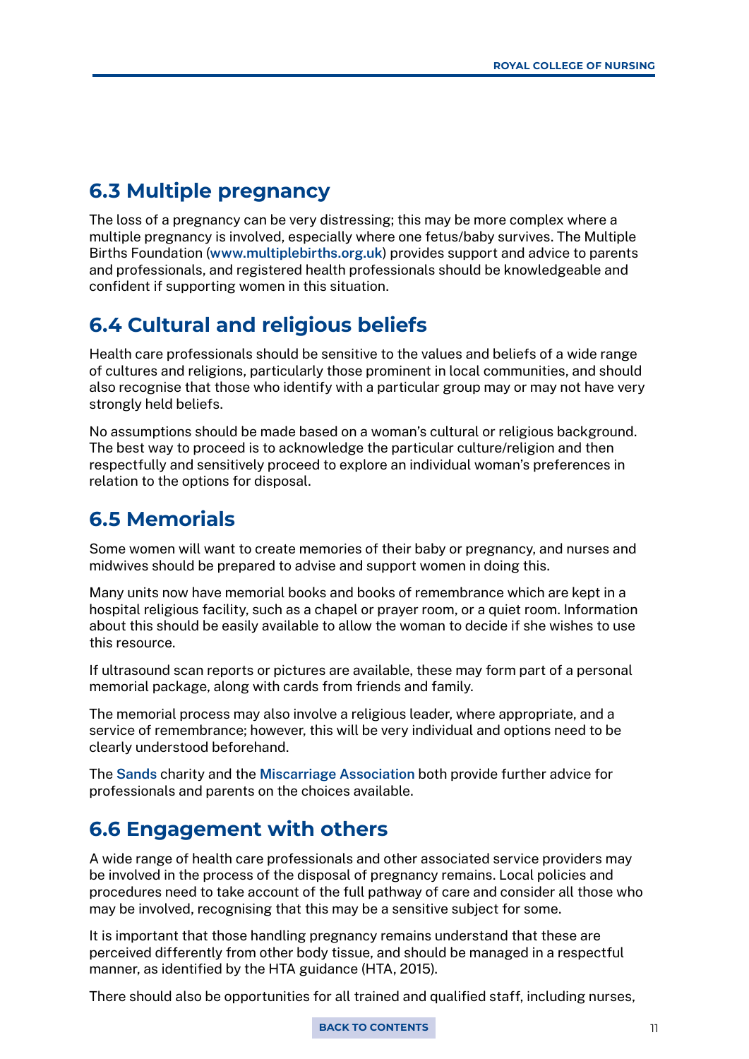## 6.3 Multiple pregnancy

The loss of a pregnancy can be very distressing; this may be more complex where a multiple pregnancy is involved, especially where one fetus/baby survives. The Multiple Births Foundation (www.multiplebirths.org.uk) provides support and advice to parents and professionals, and registered health professionals should be knowledgeable and confident if supporting women in this situation.

## 6.4 Cultural and religious beliefs

Health care professionals should be sensitive to the values and beliefs of a wide range of cultures and religions, particularly those prominent in local communities, and should also recognise that those who identify with a particular group may or may not have very strongly held beliefs.

No assumptions should be made based on a woman's cultural or religious background. The best way to proceed is to acknowledge the particular culture/religion and then respectfully and sensitively proceed to explore an individual woman's preferences in relation to the options for disposal.

## 6.5 Memorials

Some women will want to create memories of their baby or pregnancy, and nurses and midwives should be prepared to advise and support women in doing this.

Many units now have memorial books and books of remembrance which are kept in a hospital religious facility, such as a chapel or prayer room, or a quiet room. Information about this should be easily available to allow the woman to decide if she wishes to use this resource.

If ultrasound scan reports or pictures are available, these may form part of a personal memorial package, along with cards from friends and family.

The memorial process may also involve a religious leader, where appropriate, and a service of remembrance; however, this will be very individual and options need to be clearly understood beforehand.

The Sands charity and the Miscarriage Association both provide further advice for professionals and parents on the choices available.

## 6.6 Engagement with others

A wide range of health care professionals and other associated service providers may be involved in the process of the disposal of pregnancy remains. Local policies and procedures need to take account of the full pathway of care and consider all those who may be involved, recognising that this may be a sensitive subject for some.

It is important that those handling pregnancy remains understand that these are perceived differently from other body tissue, and should be managed in a respectful manner, as identified by the HTA guidance (HTA, 2015).

There should also be opportunities for all trained and qualified staff, including nurses,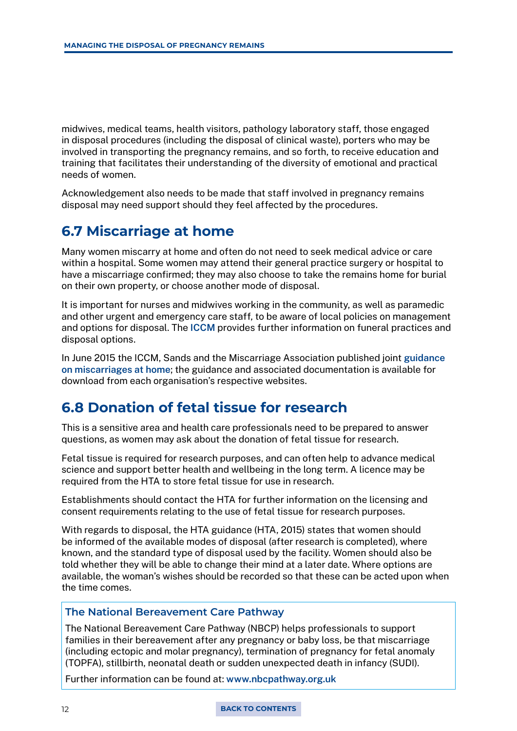midwives, medical teams, health visitors, pathology laboratory staff, those engaged in disposal procedures (including the disposal of clinical waste), porters who may be involved in transporting the pregnancy remains, and so forth, to receive education and training that facilitates their understanding of the diversity of emotional and practical needs of women.

Acknowledgement also needs to be made that staff involved in pregnancy remains disposal may need support should they feel affected by the procedures.

## 6.7 Miscarriage at home

Many women miscarry at home and often do not need to seek medical advice or care within a hospital. Some women may attend their general practice surgery or hospital to have a miscarriage confirmed; they may also choose to take the remains home for burial on their own property, or choose another mode of disposal.

It is important for nurses and midwives working in the community, as well as paramedic and other urgent and emergency care staff, to be aware of local policies on management and options for disposal. The ICCM provides further information on funeral practices and disposal options.

In June 2015 the ICCM, Sands and the Miscarriage Association published joint guidance on miscarriages at home; the guidance and associated documentation is available for download from each organisation's respective websites.

## 6.8 Donation of fetal tissue for research

This is a sensitive area and health care professionals need to be prepared to answer questions, as women may ask about the donation of fetal tissue for research.

Fetal tissue is required for research purposes, and can often help to advance medical science and support better health and wellbeing in the long term. A licence may be required from the HTA to store fetal tissue for use in research.

Establishments should contact the HTA for further information on the licensing and consent requirements relating to the use of fetal tissue for research purposes.

With regards to disposal, the HTA guidance (HTA, 2015) states that women should be informed of the available modes of disposal (after research is completed), where known, and the standard type of disposal used by the facility. Women should also be told whether they will be able to change their mind at a later date. Where options are available, the woman's wishes should be recorded so that these can be acted upon when the time comes.

### The National Bereavement Care Pathway

The National Bereavement Care Pathway (NBCP) helps professionals to support families in their bereavement after any pregnancy or baby loss, be that miscarriage (including ectopic and molar pregnancy), termination of pregnancy for fetal anomaly (TOPFA), stillbirth, neonatal death or sudden unexpected death in infancy (SUDI).

Further information can be found at: www.nbcpathway.org.uk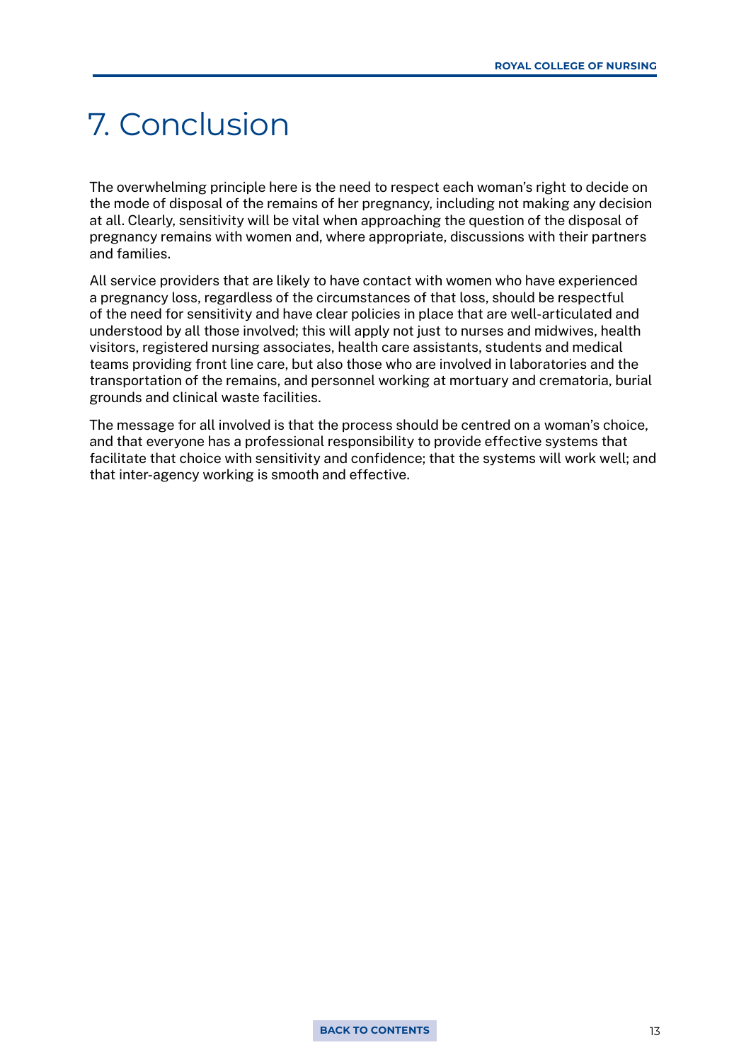# 7. Conclusion

The overwhelming principle here is the need to respect each woman's right to decide on the mode of disposal of the remains of her pregnancy, including not making any decision at all. Clearly, sensitivity will be vital when approaching the question of the disposal of pregnancy remains with women and, where appropriate, discussions with their partners and families.

All service providers that are likely to have contact with women who have experienced a pregnancy loss, regardless of the circumstances of that loss, should be respectful of the need for sensitivity and have clear policies in place that are well-articulated and understood by all those involved; this will apply not just to nurses and midwives, health visitors, registered nursing associates, health care assistants, students and medical teams providing front line care, but also those who are involved in laboratories and the transportation of the remains, and personnel working at mortuary and crematoria, burial grounds and clinical waste facilities.

The message for all involved is that the process should be centred on a woman's choice, and that everyone has a professional responsibility to provide effective systems that facilitate that choice with sensitivity and confidence; that the systems will work well; and that inter-agency working is smooth and effective.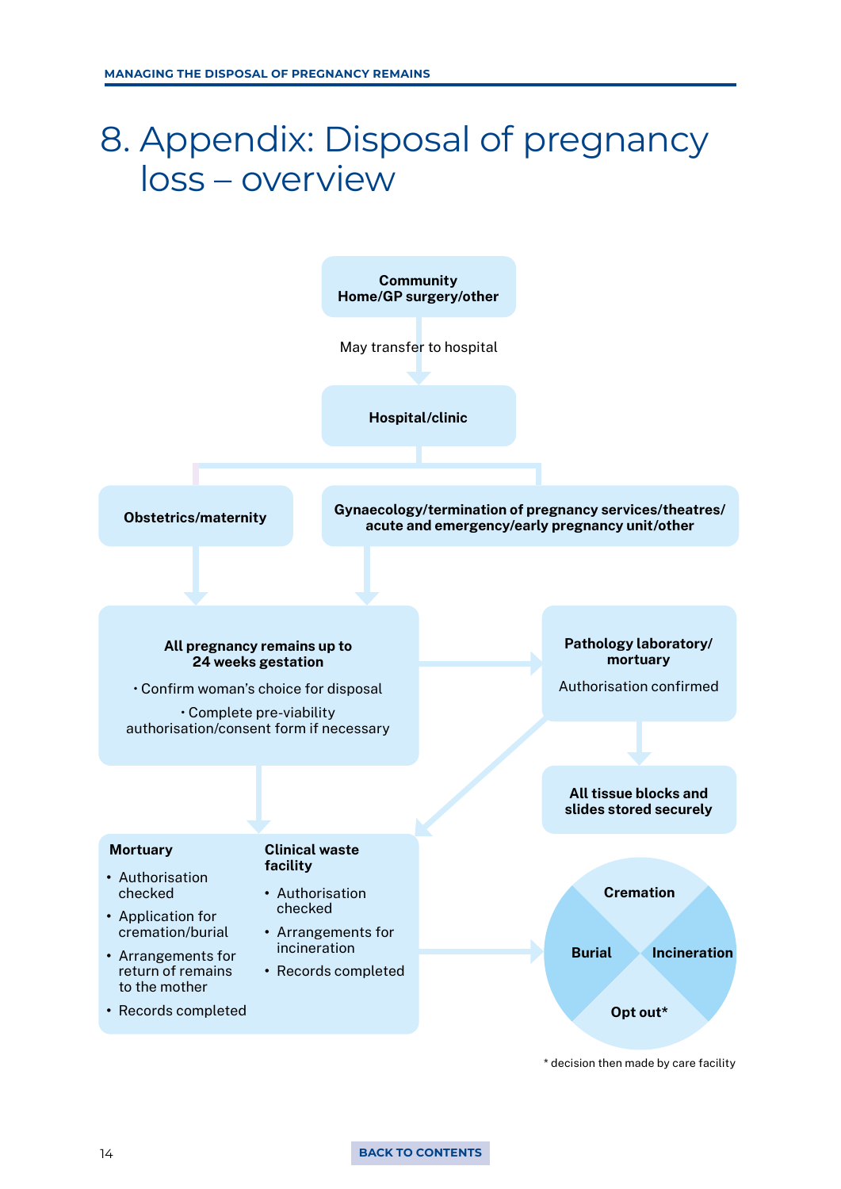# 8. Appendix: Disposal of pregnancy loss – overview

**Community**
**Home/GP surgery/other**

May transfer to hospital

**Hospital/clinic**

**Obstetrics/maternity**

**Gynaecology/termination of pregnancy services/theatres/ acute and emergency/early pregnancy unit/other**

**All pregnancy remains up to 24 weeks gestation**

- Confirm woman's choice for disposal
- Complete pre-viability authorisation/consent form if necessary

**Pathology laboratory/ mortuary**

Authorisation confirmed

**All tissue blocks and slides stored securely**

**Mortuary**

- Authorisation checked
- Application for cremation/burial
- Arrangements for return of remains to the mother
- Records completed

**Clinical waste facility**

- Authorisation checked
- Arrangements for incineration
- Records completed

**Cremation**

**Burial**

**Incineration**

**Opt out***

* decision then made by care facility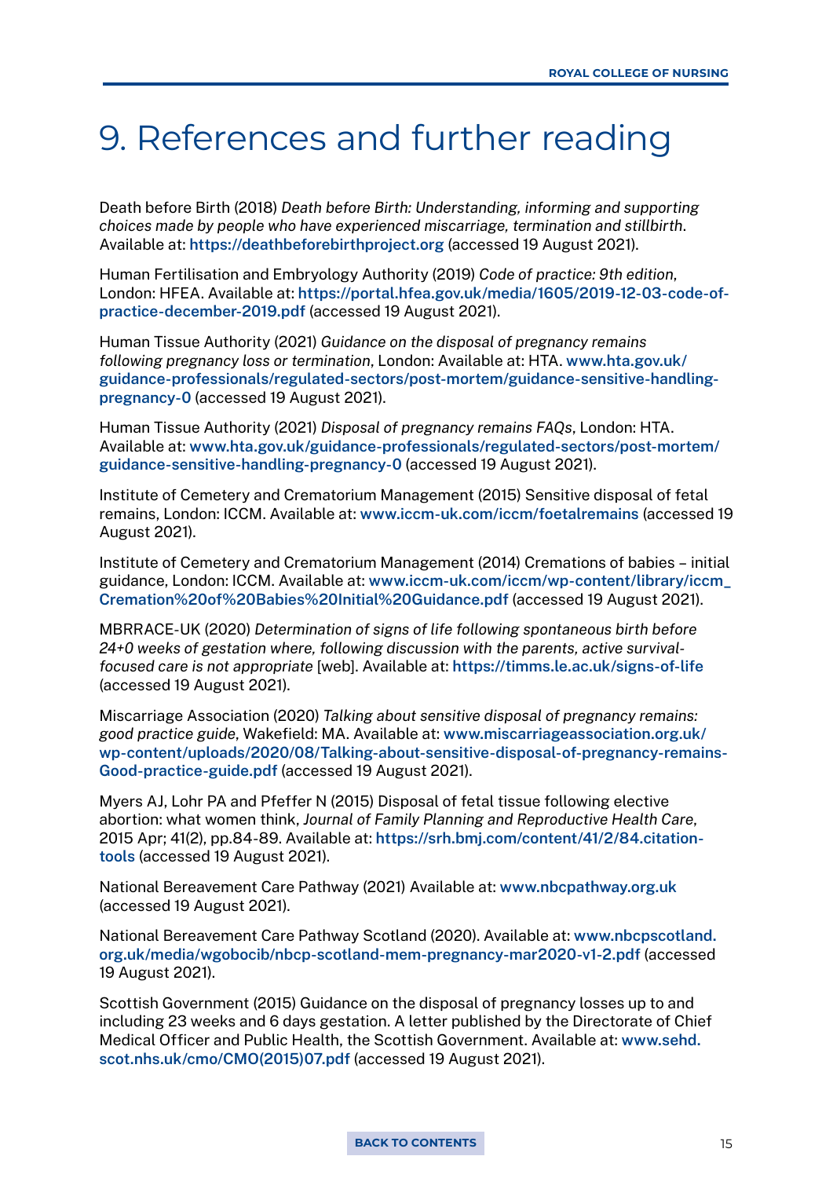# 9. References and further reading

Death before Birth (2018) *Death before Birth: Understanding, informing and supporting choices made by people who have experienced miscarriage, termination and stillbirth*. Available at: **https://deathbeforebirthproject.org** (accessed 19 August 2021).

Human Fertilisation and Embryology Authority (2019) *Code of practice: 9th edition*, London: HFEA. Available at: **https://portal.hfea.gov.uk/media/1605/2019-12-03-code-of-practice-december-2019.pdf** (accessed 19 August 2021).

Human Tissue Authority (2021) *Guidance on the disposal of pregnancy remains following pregnancy loss or termination*, London: Available at: HTA. **www.hta.gov.uk/guidance-professionals/regulated-sectors/post-mortem/guidance-sensitive-handling-pregnancy-0** (accessed 19 August 2021).

Human Tissue Authority (2021) *Disposal of pregnancy remains FAQs*, London: HTA. Available at: **www.hta.gov.uk/guidance-professionals/regulated-sectors/post-mortem/guidance-sensitive-handling-pregnancy-0** (accessed 19 August 2021).

Institute of Cemetery and Crematorium Management (2015) Sensitive disposal of fetal remains, London: ICCM. Available at: **www.iccm-uk.com/iccm/foetalremains** (accessed 19 August 2021).

Institute of Cemetery and Crematorium Management (2014) Cremations of babies – initial guidance, London: ICCM. Available at: **www.iccm-uk.com/iccm/wp-content/library/iccm_Cremation%20of%20Babies%20Initial%20Guidance.pdf** (accessed 19 August 2021).

MBRRACE-UK (2020) *Determination of signs of life following spontaneous birth before 24+0 weeks of gestation where, following discussion with the parents, active survival-focused care is not appropriate* [web]. Available at: **https://timms.le.ac.uk/signs-of-life** (accessed 19 August 2021).

Miscarriage Association (2020) *Talking about sensitive disposal of pregnancy remains: good practice guide*, Wakefield: MA. Available at: **www.miscarriageassociation.org.uk/wp-content/uploads/2020/08/Talking-about-sensitive-disposal-of-pregnancy-remains-Good-practice-guide.pdf** (accessed 19 August 2021).

Myers AJ, Lohr PA and Pfeffer N (2015) Disposal of fetal tissue following elective abortion: what women think, *Journal of Family Planning and Reproductive Health Care*, 2015 Apr; 41(2), pp.84-89. Available at: **https://srh.bmj.com/content/41/2/84.citation-tools** (accessed 19 August 2021).

National Bereavement Care Pathway (2021) Available at: **www.nbcpathway.org.uk** (accessed 19 August 2021).

National Bereavement Care Pathway Scotland (2020). Available at: **www.nbcpscotland.org.uk/media/wgobocib/nbcp-scotland-mem-pregnancy-mar2020-v1-2.pdf** (accessed 19 August 2021).

Scottish Government (2015) Guidance on the disposal of pregnancy losses up to and including 23 weeks and 6 days gestation. A letter published by the Directorate of Chief Medical Officer and Public Health, the Scottish Government. Available at: **www.sehd.scot.nhs.uk/cmo/CMO(2015)07.pdf** (accessed 19 August 2021).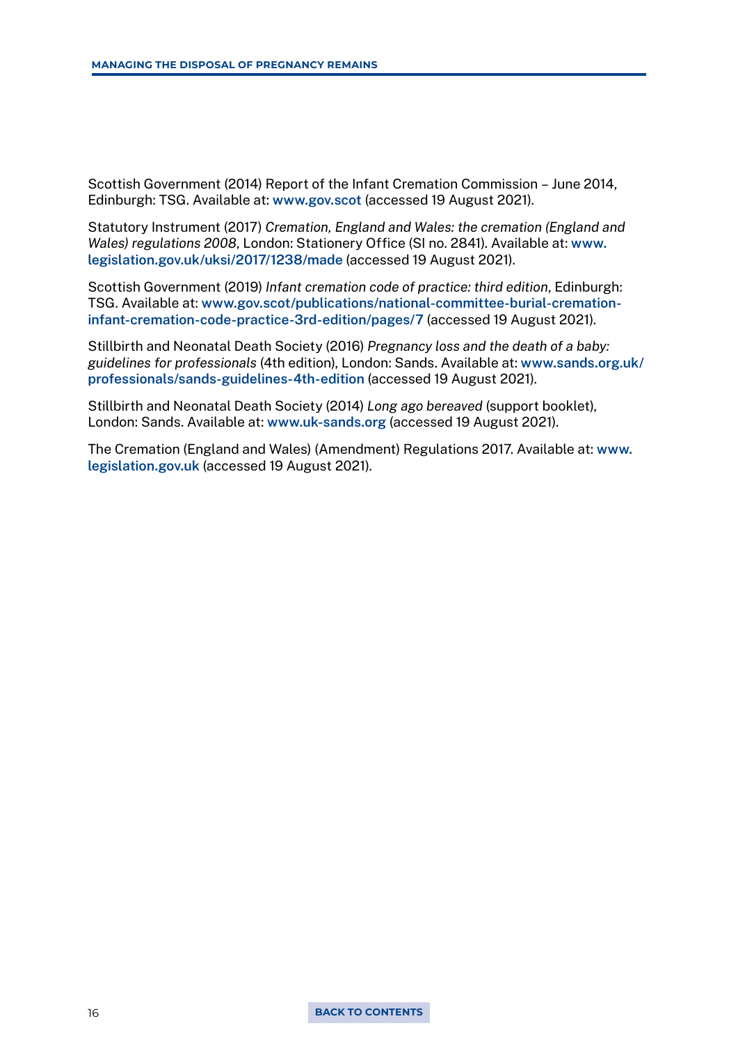Scottish Government (2014) Report of the Infant Cremation Commission – June 2014, Edinburgh: TSG. Available at: www.gov.scot (accessed 19 August 2021).

Statutory Instrument (2017) *Cremation, England and Wales: the cremation (England and Wales) regulations 2008*, London: Stationery Office (SI no. 2841). Available at: www.legislation.gov.uk/uksi/2017/1238/made (accessed 19 August 2021).

Scottish Government (2019) *Infant cremation code of practice: third edition*, Edinburgh: TSG. Available at: www.gov.scot/publications/national-committee-burial-cremation-infant-cremation-code-practice-3rd-edition/pages/7 (accessed 19 August 2021).

Stillbirth and Neonatal Death Society (2016) *Pregnancy loss and the death of a baby: guidelines for professionals* (4th edition), London: Sands. Available at: www.sands.org.uk/professionals/sands-guidelines-4th-edition (accessed 19 August 2021).

Stillbirth and Neonatal Death Society (2014) *Long ago bereaved* (support booklet), London: Sands. Available at: www.uk-sands.org (accessed 19 August 2021).

The Cremation (England and Wales) (Amendment) Regulations 2017. Available at: www.legislation.gov.uk (accessed 19 August 2021).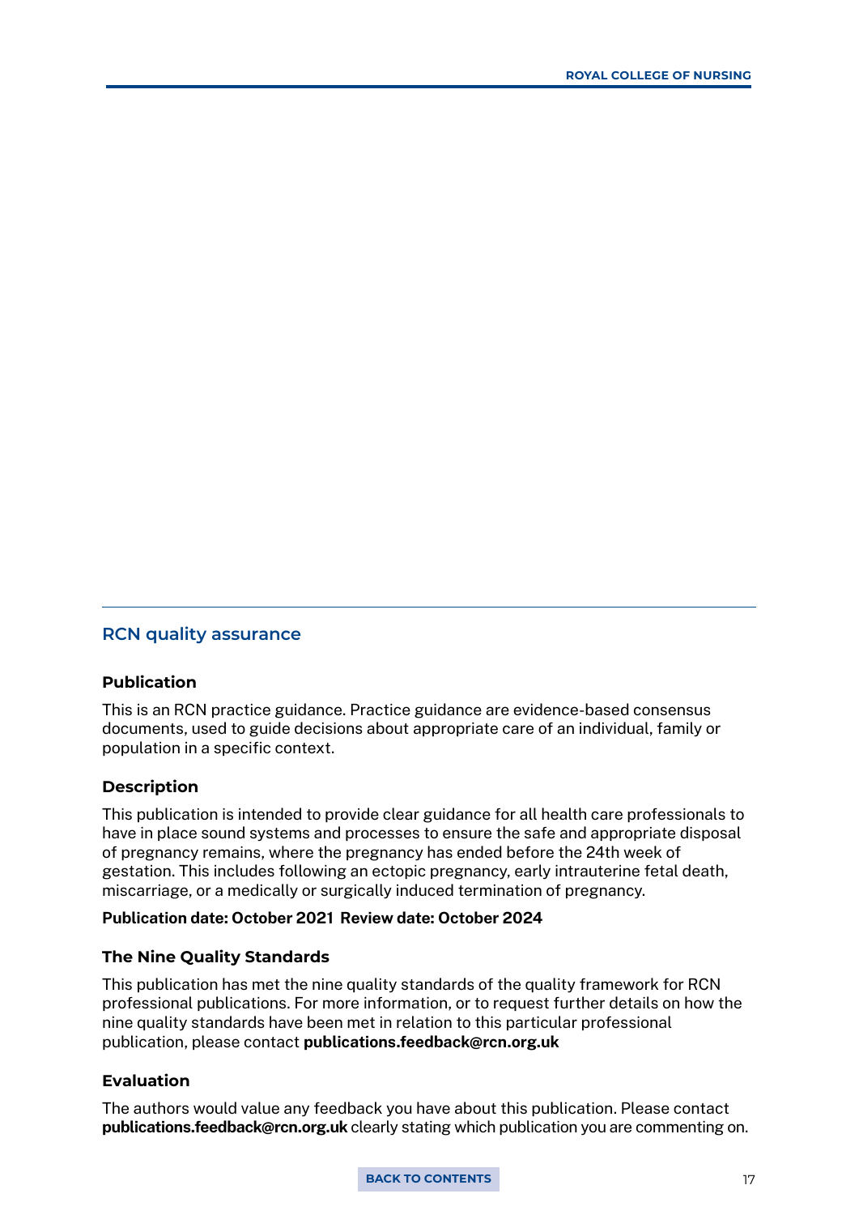## RCN quality assurance

### Publication

This is an RCN practice guidance. Practice guidance are evidence-based consensus documents, used to guide decisions about appropriate care of an individual, family or population in a specific context.

### Description

This publication is intended to provide clear guidance for all health care professionals to have in place sound systems and processes to ensure the safe and appropriate disposal of pregnancy remains, where the pregnancy has ended before the 24th week of gestation. This includes following an ectopic pregnancy, early intrauterine fetal death, miscarriage, or a medically or surgically induced termination of pregnancy.

**Publication date: October 2021 Review date: October 2024**

### The Nine Quality Standards

This publication has met the nine quality standards of the quality framework for RCN professional publications. For more information, or to request further details on how the nine quality standards have been met in relation to this particular professional publication, please contact **publications.feedback@rcn.org.uk**

### Evaluation

The authors would value any feedback you have about this publication. Please contact **publications.feedback@rcn.org.uk** clearly stating which publication you are commenting on.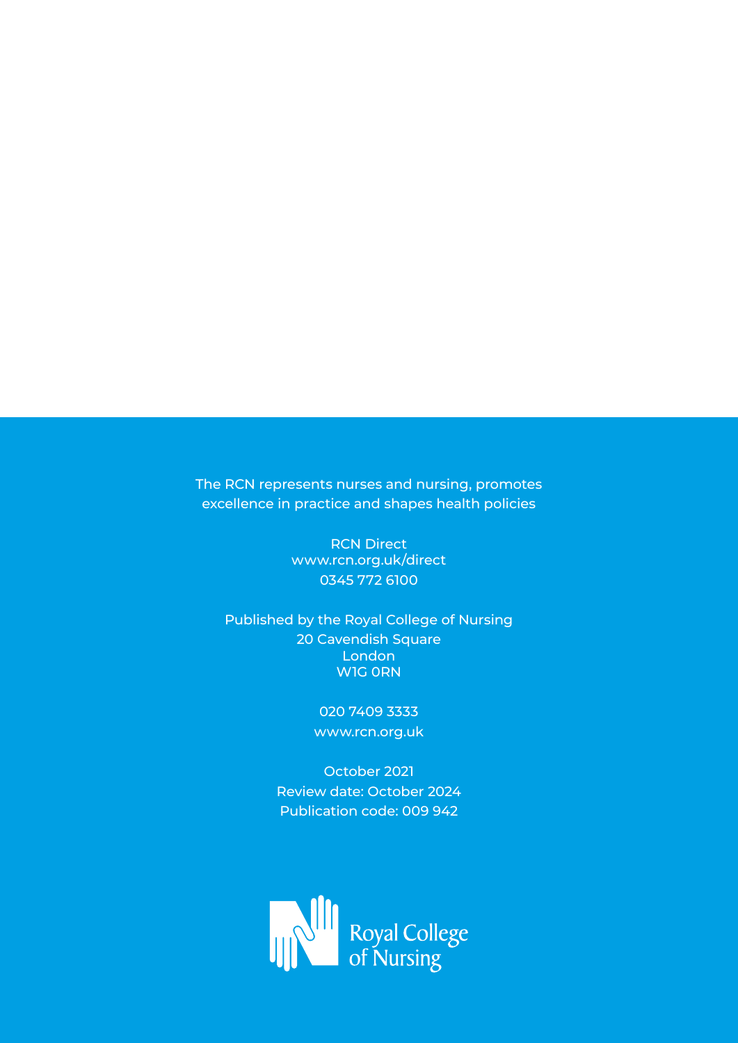The RCN represents nurses and nursing, promotes excellence in practice and shapes health policies

RCN Direct
www.rcn.org.uk/direct
0345 772 6100

Published by the Royal College of Nursing
20 Cavendish Square
London
W1G 0RN

020 7409 3333
www.rcn.org.uk

October 2021
Review date: October 2024
Publication code: 009 942

Royal College of Nursing